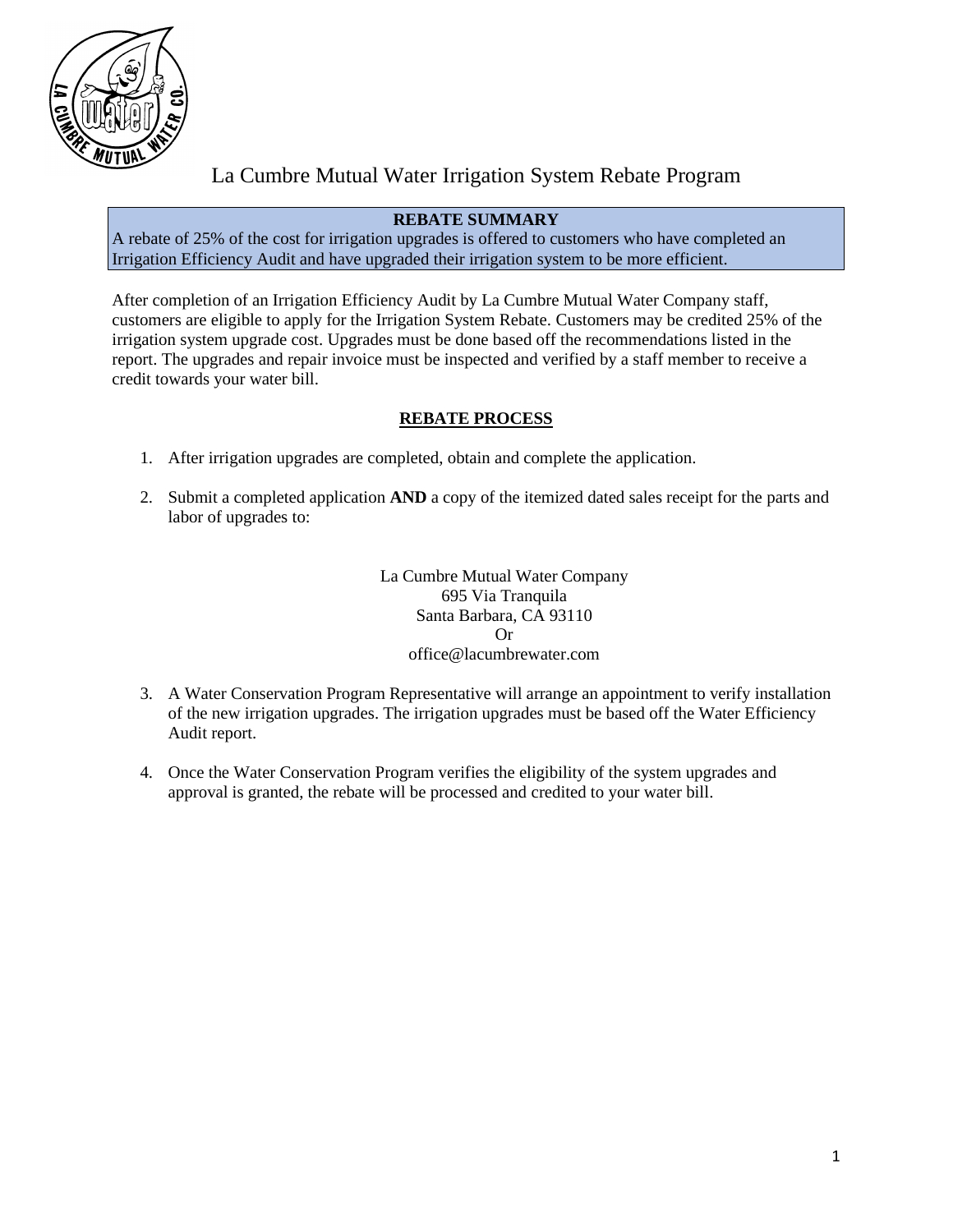# La Cumbre Mutual Water Irrigation System Rebate Program

**REBATE SUMMARY**

A rebate of 25% of the cost for irrigation upgrades is offered to customers who have completed an Irrigation Efficiency Audit and have upgraded their irrigation system to be more efficient.

After completion of an Irrigation Efficiency Audit by La Cumbre Mutual Water Company staff, customers are eligible to apply for the Irrigation System Rebate. Customers may be credited 25% of the irrigation system upgrade cost. Upgrades must be done based off the recommendations listed in the report. The upgrades and repair invoice must be inspected and verified by a staff member to receive a credit towards your water bill.

## REBATE PROCESS

1. After irrigation upgrades are completed, obtain and complete the application.

2. Submit a completed application **AND** a copy of the itemized dated sales receipt for the parts and labor of upgrades to:

   La Cumbre Mutual Water Company
   695 Via Tranquila
   Santa Barbara, CA 93110
   Or
   office@lacumbrewater.com

3. A Water Conservation Program Representative will arrange an appointment to verify installation of the new irrigation upgrades. The irrigation upgrades must be based off the Water Efficiency Audit report.

4. Once the Water Conservation Program verifies the eligibility of the system upgrades and approval is granted, the rebate will be processed and credited to your water bill.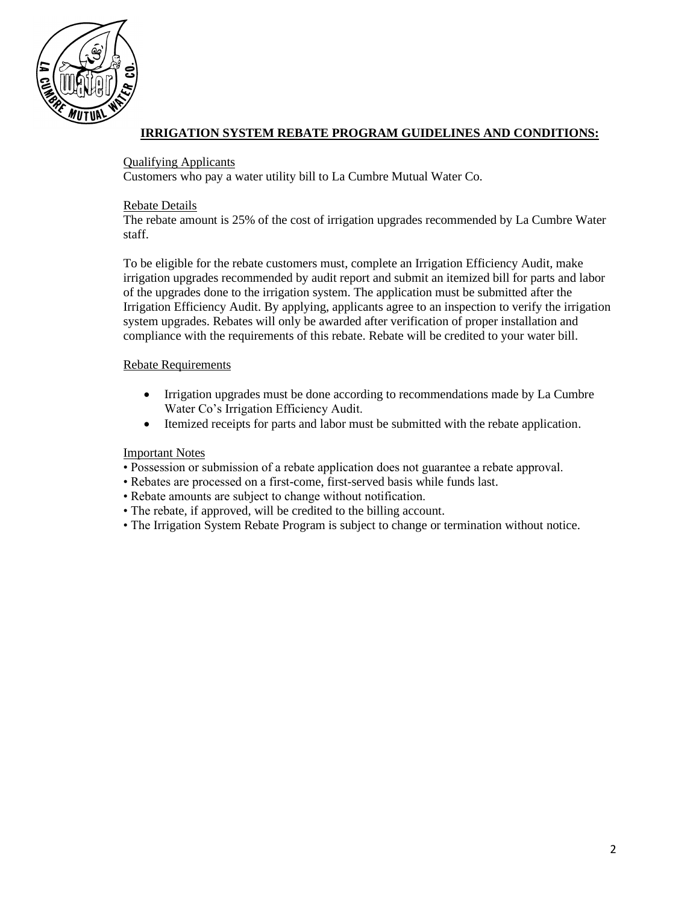## IRRIGATION SYSTEM REBATE PROGRAM GUIDELINES AND CONDITIONS:

Qualifying Applicants

Customers who pay a water utility bill to La Cumbre Mutual Water Co.

Rebate Details

The rebate amount is 25% of the cost of irrigation upgrades recommended by La Cumbre Water staff.

To be eligible for the rebate customers must, complete an Irrigation Efficiency Audit, make irrigation upgrades recommended by audit report and submit an itemized bill for parts and labor of the upgrades done to the irrigation system. The application must be submitted after the Irrigation Efficiency Audit. By applying, applicants agree to an inspection to verify the irrigation system upgrades. Rebates will only be awarded after verification of proper installation and compliance with the requirements of this rebate. Rebate will be credited to your water bill.

Rebate Requirements

- Irrigation upgrades must be done according to recommendations made by La Cumbre Water Co's Irrigation Efficiency Audit.
- Itemized receipts for parts and labor must be submitted with the rebate application.

Important Notes

- Possession or submission of a rebate application does not guarantee a rebate approval.
- Rebates are processed on a first-come, first-served basis while funds last.
- Rebate amounts are subject to change without notification.
- The rebate, if approved, will be credited to the billing account.
- The Irrigation System Rebate Program is subject to change or termination without notice.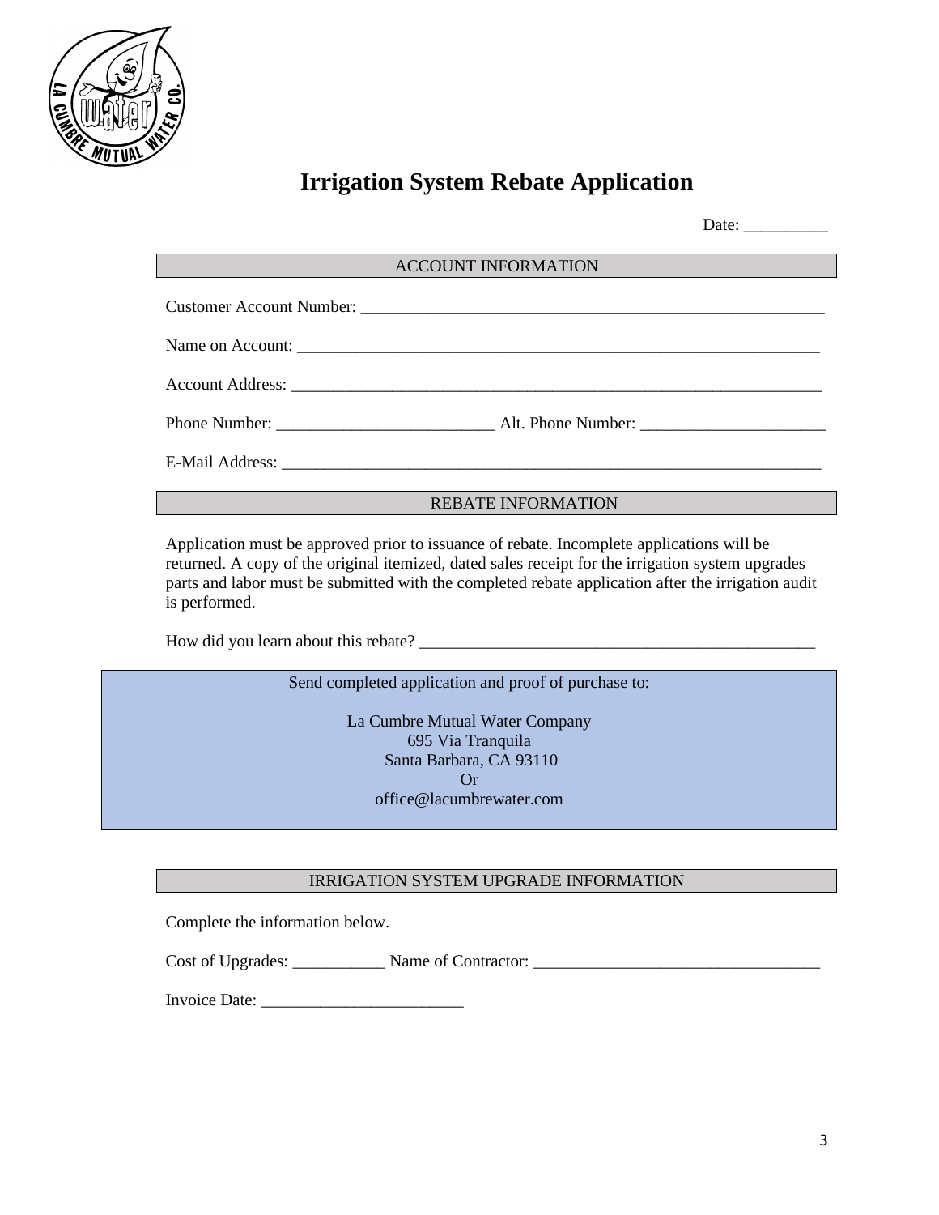# Irrigation System Rebate Application

Date: __________

## ACCOUNT INFORMATION

Customer Account Number: ________________________________________________________

Name on Account: _________________________________________________________________

Account Address: _________________________________________________________________

Phone Number: __________________________ Alt. Phone Number: ______________________

E-Mail Address: ___________________________________________________________________

## REBATE INFORMATION

Application must be approved prior to issuance of rebate. Incomplete applications will be returned. A copy of the original itemized, dated sales receipt for the irrigation system upgrades parts and labor must be submitted with the completed rebate application after the irrigation audit is performed.

How did you learn about this rebate? _________________________________________________

Send completed application and proof of purchase to:

La Cumbre Mutual Water Company
695 Via Tranquila
Santa Barbara, CA 93110
Or
office@lacumbrewater.com

## IRRIGATION SYSTEM UPGRADE INFORMATION

Complete the information below.

Cost of Upgrades: ___________ Name of Contractor: __________________________________

Invoice Date: ________________________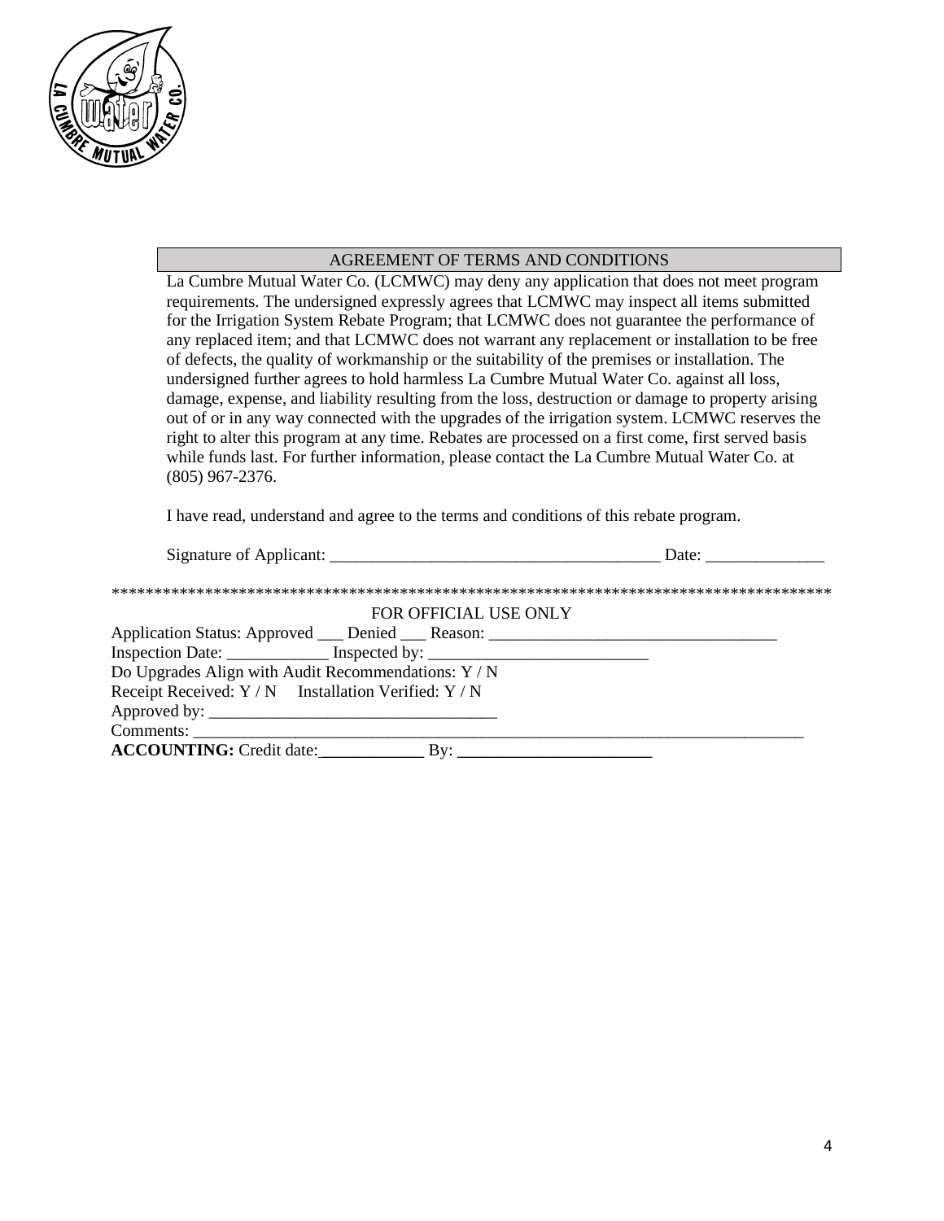## AGREEMENT OF TERMS AND CONDITIONS

La Cumbre Mutual Water Co. (LCMWC) may deny any application that does not meet program requirements. The undersigned expressly agrees that LCMWC may inspect all items submitted for the Irrigation System Rebate Program; that LCMWC does not guarantee the performance of any replaced item; and that LCMWC does not warrant any replacement or installation to be free of defects, the quality of workmanship or the suitability of the premises or installation. The undersigned further agrees to hold harmless La Cumbre Mutual Water Co. against all loss, damage, expense, and liability resulting from the loss, destruction or damage to property arising out of or in any way connected with the upgrades of the irrigation system. LCMWC reserves the right to alter this program at any time. Rebates are processed on a first come, first served basis while funds last. For further information, please contact the La Cumbre Mutual Water Co. at (805) 967-2376.

I have read, understand and agree to the terms and conditions of this rebate program.

Signature of Applicant: _______________________________________ Date: ______________

*************************************************************************************

FOR OFFICIAL USE ONLY

Application Status: Approved ___ Denied ___ Reason: __________________________________

Inspection Date: ____________ Inspected by: _________________________

Do Upgrades Align with Audit Recommendations: Y / N

Receipt Received: Y / N    Installation Verified: Y / N

Approved by: __________________________________

Comments: __________________________________________________________________________

**ACCOUNTING:** Credit date:____________ By: _______________________